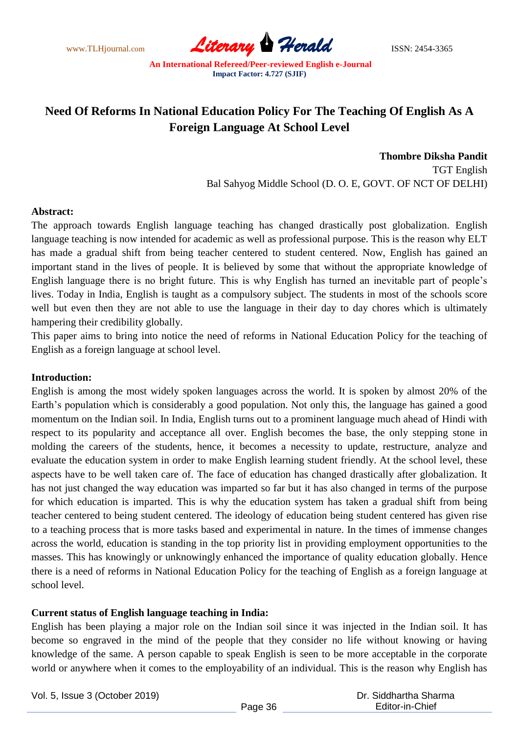# Need Of Reforms In National Education Policy For The Teaching Of English As A Foreign Language At School Level

**Thombre Diksha Pandit**
TGT English
Bal Sahyog Middle School (D. O. E, GOVT. OF NCT OF DELHI)

**Abstract:**

The approach towards English language teaching has changed drastically post globalization. English language teaching is now intended for academic as well as professional purpose. This is the reason why ELT has made a gradual shift from being teacher centered to student centered. Now, English has gained an important stand in the lives of people. It is believed by some that without the appropriate knowledge of English language there is no bright future. This is why English has turned an inevitable part of people's lives. Today in India, English is taught as a compulsory subject. The students in most of the schools score well but even then they are not able to use the language in their day to day chores which is ultimately hampering their credibility globally.

This paper aims to bring into notice the need of reforms in National Education Policy for the teaching of English as a foreign language at school level.

**Introduction:**

English is among the most widely spoken languages across the world. It is spoken by almost 20% of the Earth's population which is considerably a good population. Not only this, the language has gained a good momentum on the Indian soil. In India, English turns out to a prominent language much ahead of Hindi with respect to its popularity and acceptance all over. English becomes the base, the only stepping stone in molding the careers of the students, hence, it becomes a necessity to update, restructure, analyze and evaluate the education system in order to make English learning student friendly. At the school level, these aspects have to be well taken care of. The face of education has changed drastically after globalization. It has not just changed the way education was imparted so far but it has also changed in terms of the purpose for which education is imparted. This is why the education system has taken a gradual shift from being teacher centered to being student centered. The ideology of education being student centered has given rise to a teaching process that is more tasks based and experimental in nature. In the times of immense changes across the world, education is standing in the top priority list in providing employment opportunities to the masses. This has knowingly or unknowingly enhanced the importance of quality education globally. Hence there is a need of reforms in National Education Policy for the teaching of English as a foreign language at school level.

**Current status of English language teaching in India:**

English has been playing a major role on the Indian soil since it was injected in the Indian soil. It has become so engraved in the mind of the people that they consider no life without knowing or having knowledge of the same. A person capable to speak English is seen to be more acceptable in the corporate world or anywhere when it comes to the employability of an individual. This is the reason why English has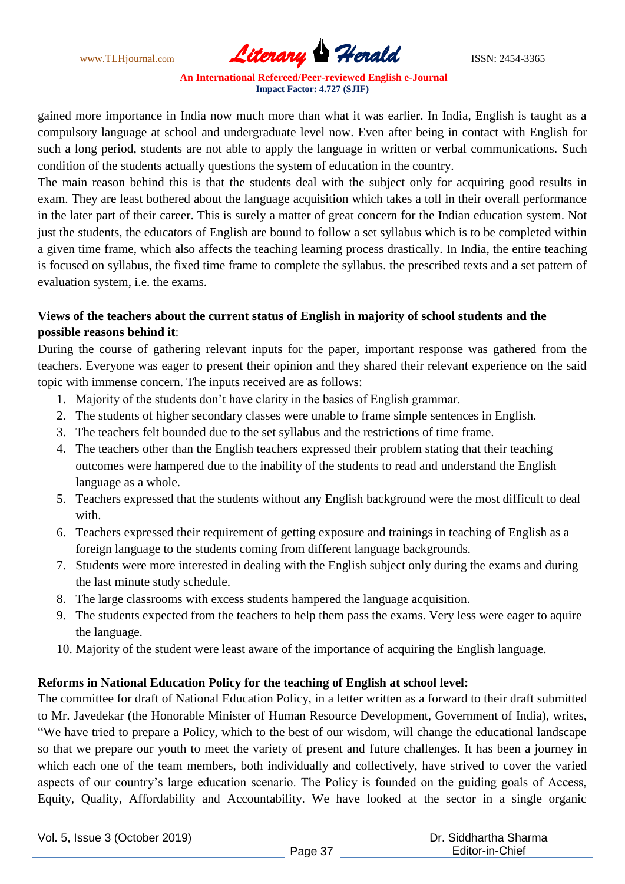gained more importance in India now much more than what it was earlier. In India, English is taught as a compulsory language at school and undergraduate level now. Even after being in contact with English for such a long period, students are not able to apply the language in written or verbal communications. Such condition of the students actually questions the system of education in the country.

The main reason behind this is that the students deal with the subject only for acquiring good results in exam. They are least bothered about the language acquisition which takes a toll in their overall performance in the later part of their career. This is surely a matter of great concern for the Indian education system. Not just the students, the educators of English are bound to follow a set syllabus which is to be completed within a given time frame, which also affects the teaching learning process drastically. In India, the entire teaching is focused on syllabus, the fixed time frame to complete the syllabus. the prescribed texts and a set pattern of evaluation system, i.e. the exams.

**Views of the teachers about the current status of English in majority of school students and the possible reasons behind it**:

During the course of gathering relevant inputs for the paper, important response was gathered from the teachers. Everyone was eager to present their opinion and they shared their relevant experience on the said topic with immense concern. The inputs received are as follows:

1. Majority of the students don't have clarity in the basics of English grammar.
2. The students of higher secondary classes were unable to frame simple sentences in English.
3. The teachers felt bounded due to the set syllabus and the restrictions of time frame.
4. The teachers other than the English teachers expressed their problem stating that their teaching outcomes were hampered due to the inability of the students to read and understand the English language as a whole.
5. Teachers expressed that the students without any English background were the most difficult to deal with.
6. Teachers expressed their requirement of getting exposure and trainings in teaching of English as a foreign language to the students coming from different language backgrounds.
7. Students were more interested in dealing with the English subject only during the exams and during the last minute study schedule.
8. The large classrooms with excess students hampered the language acquisition.
9. The students expected from the teachers to help them pass the exams. Very less were eager to aquire the language.
10. Majority of the student were least aware of the importance of acquiring the English language.

**Reforms in National Education Policy for the teaching of English at school level:**

The committee for draft of National Education Policy, in a letter written as a forward to their draft submitted to Mr. Javedekar (the Honorable Minister of Human Resource Development, Government of India), writes, "We have tried to prepare a Policy, which to the best of our wisdom, will change the educational landscape so that we prepare our youth to meet the variety of present and future challenges. It has been a journey in which each one of the team members, both individually and collectively, have strived to cover the varied aspects of our country's large education scenario. The Policy is founded on the guiding goals of Access, Equity, Quality, Affordability and Accountability. We have looked at the sector in a single organic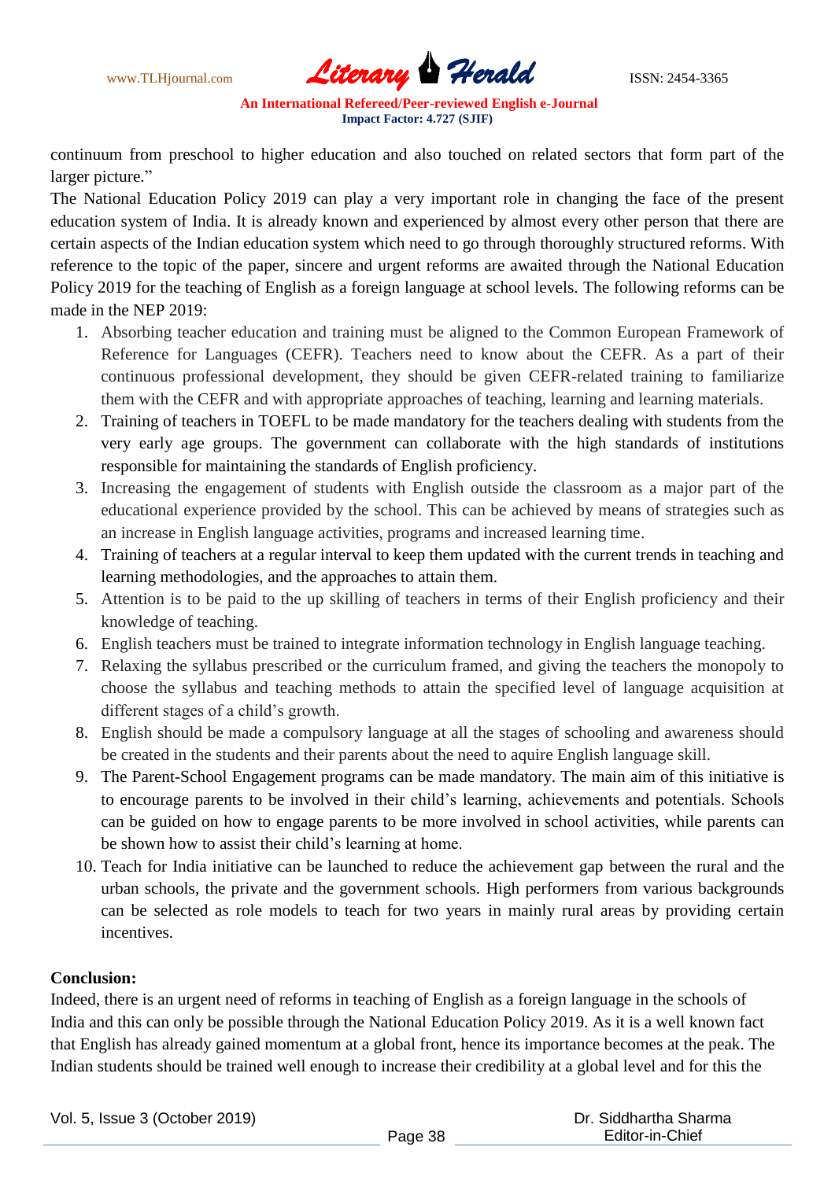continuum from preschool to higher education and also touched on related sectors that form part of the larger picture."

The National Education Policy 2019 can play a very important role in changing the face of the present education system of India. It is already known and experienced by almost every other person that there are certain aspects of the Indian education system which need to go through thoroughly structured reforms. With reference to the topic of the paper, sincere and urgent reforms are awaited through the National Education Policy 2019 for the teaching of English as a foreign language at school levels. The following reforms can be made in the NEP 2019:

1. Absorbing teacher education and training must be aligned to the Common European Framework of Reference for Languages (CEFR). Teachers need to know about the CEFR. As a part of their continuous professional development, they should be given CEFR-related training to familiarize them with the CEFR and with appropriate approaches of teaching, learning and learning materials.
2. Training of teachers in TOEFL to be made mandatory for the teachers dealing with students from the very early age groups. The government can collaborate with the high standards of institutions responsible for maintaining the standards of English proficiency.
3. Increasing the engagement of students with English outside the classroom as a major part of the educational experience provided by the school. This can be achieved by means of strategies such as an increase in English language activities, programs and increased learning time.
4. Training of teachers at a regular interval to keep them updated with the current trends in teaching and learning methodologies, and the approaches to attain them.
5. Attention is to be paid to the up skilling of teachers in terms of their English proficiency and their knowledge of teaching.
6. English teachers must be trained to integrate information technology in English language teaching.
7. Relaxing the syllabus prescribed or the curriculum framed, and giving the teachers the monopoly to choose the syllabus and teaching methods to attain the specified level of language acquisition at different stages of a child's growth.
8. English should be made a compulsory language at all the stages of schooling and awareness should be created in the students and their parents about the need to aquire English language skill.
9. The Parent-School Engagement programs can be made mandatory. The main aim of this initiative is to encourage parents to be involved in their child's learning, achievements and potentials. Schools can be guided on how to engage parents to be more involved in school activities, while parents can be shown how to assist their child's learning at home.
10. Teach for India initiative can be launched to reduce the achievement gap between the rural and the urban schools, the private and the government schools. High performers from various backgrounds can be selected as role models to teach for two years in mainly rural areas by providing certain incentives.

**Conclusion:**

Indeed, there is an urgent need of reforms in teaching of English as a foreign language in the schools of India and this can only be possible through the National Education Policy 2019. As it is a well known fact that English has already gained momentum at a global front, hence its importance becomes at the peak. The Indian students should be trained well enough to increase their credibility at a global level and for this the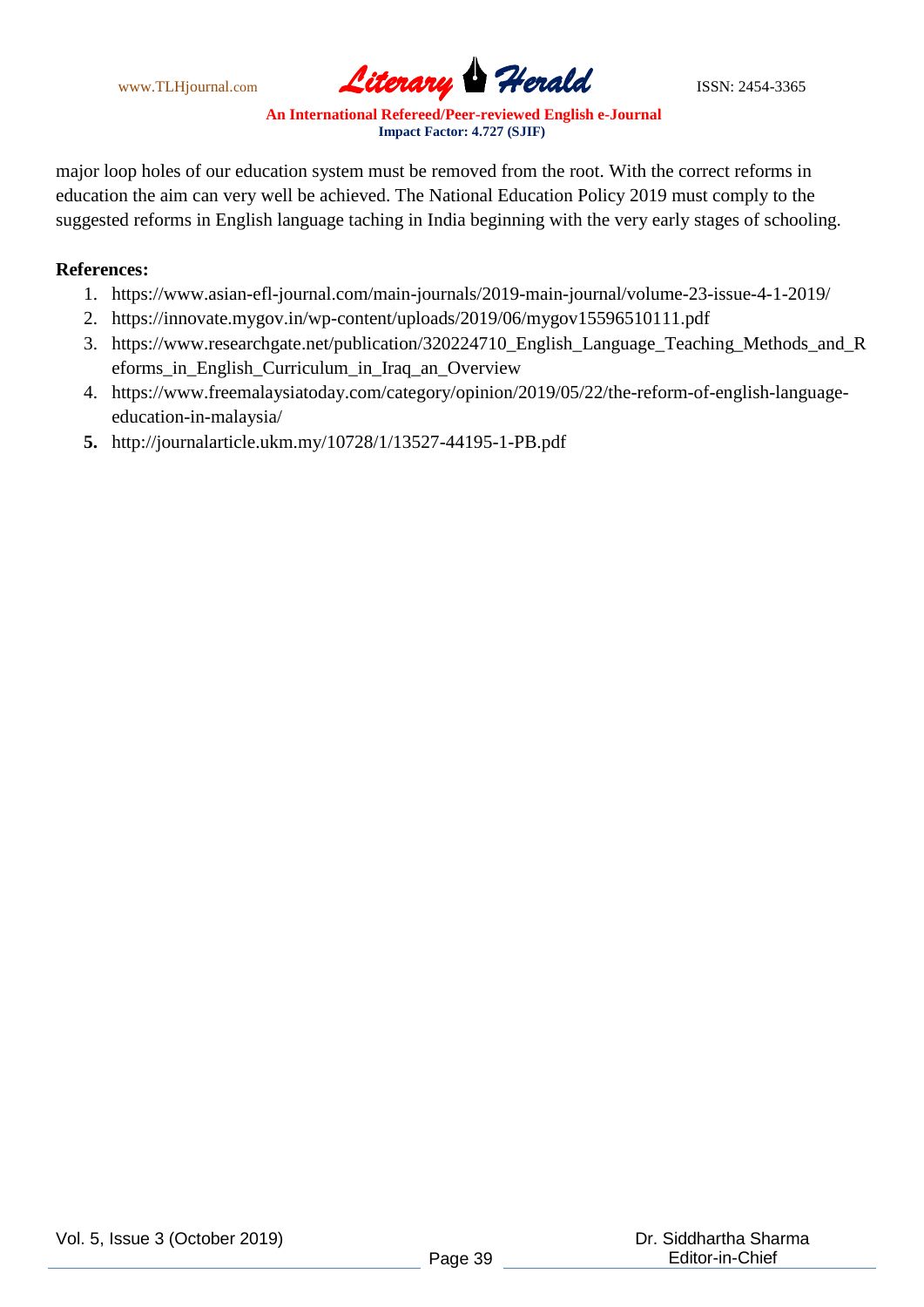major loop holes of our education system must be removed from the root. With the correct reforms in education the aim can very well be achieved. The National Education Policy 2019 must comply to the suggested reforms in English language taching in India beginning with the very early stages of schooling.

**References:**

1. https://www.asian-efl-journal.com/main-journals/2019-main-journal/volume-23-issue-4-1-2019/
2. https://innovate.mygov.in/wp-content/uploads/2019/06/mygov15596510111.pdf
3. https://www.researchgate.net/publication/320224710_English_Language_Teaching_Methods_and_Reforms_in_English_Curriculum_in_Iraq_an_Overview
4. https://www.freemalaysiatoday.com/category/opinion/2019/05/22/the-reform-of-english-language-education-in-malaysia/
5. http://journalarticle.ukm.my/10728/1/13527-44195-1-PB.pdf